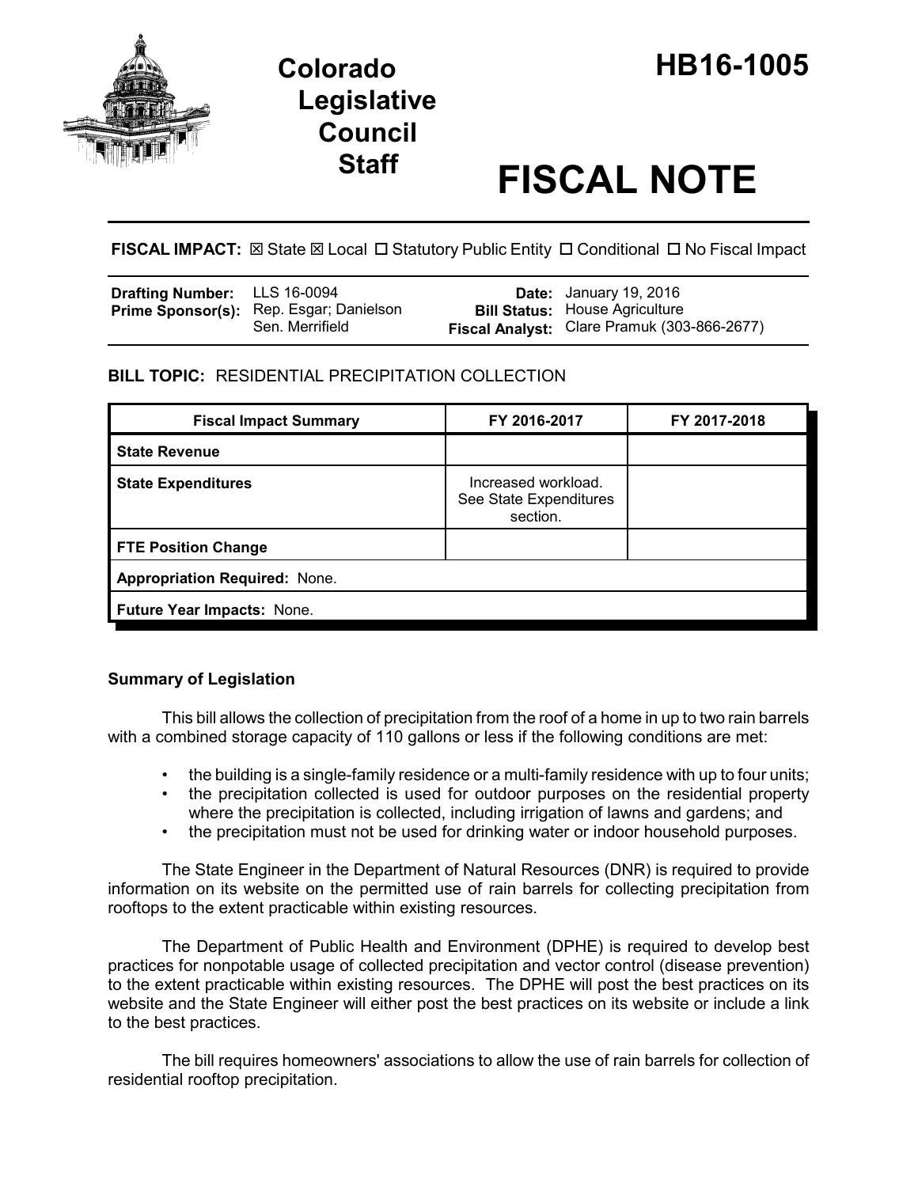# Colorado Legislative Council Staff

# HB16-1005

# FISCAL NOTE

**FISCAL IMPACT:** ☒ State ☒ Local ☐ Statutory Public Entity ☐ Conditional ☐ No Fiscal Impact

| | | | |
|---|---|---|---|
| **Drafting Number:** | LLS 16-0094 | **Date:** | January 19, 2016 |
| **Prime Sponsor(s):** | Rep. Esgar; Danielson<br>Sen. Merrifield | **Bill Status:** | House Agriculture |
| | | **Fiscal Analyst:** | Clare Pramuk (303-866-2677) |

**BILL TOPIC:** RESIDENTIAL PRECIPITATION COLLECTION

| Fiscal Impact Summary | FY 2016-2017 | FY 2017-2018 |
|---|---|---|
| **State Revenue** | | |
| **State Expenditures** | Increased workload. See State Expenditures section. | |
| **FTE Position Change** | | |
| **Appropriation Required:** None. | | |
| **Future Year Impacts:** None. | | |

### Summary of Legislation

This bill allows the collection of precipitation from the roof of a home in up to two rain barrels with a combined storage capacity of 110 gallons or less if the following conditions are met:

- the building is a single-family residence or a multi-family residence with up to four units;
- the precipitation collected is used for outdoor purposes on the residential property where the precipitation is collected, including irrigation of lawns and gardens; and
- the precipitation must not be used for drinking water or indoor household purposes.

The State Engineer in the Department of Natural Resources (DNR) is required to provide information on its website on the permitted use of rain barrels for collecting precipitation from rooftops to the extent practicable within existing resources.

The Department of Public Health and Environment (DPHE) is required to develop best practices for nonpotable usage of collected precipitation and vector control (disease prevention) to the extent practicable within existing resources. The DPHE will post the best practices on its website and the State Engineer will either post the best practices on its website or include a link to the best practices.

The bill requires homeowners' associations to allow the use of rain barrels for collection of residential rooftop precipitation.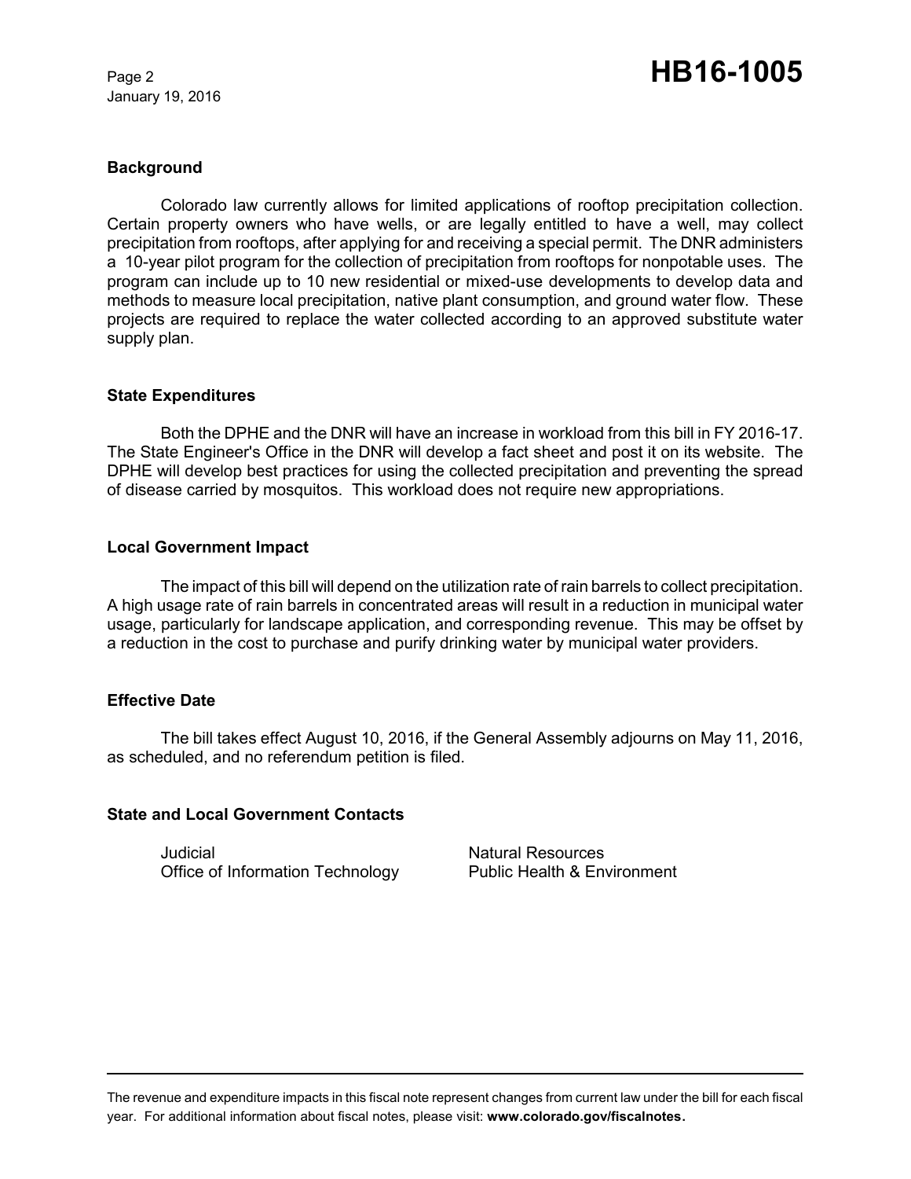## Background

Colorado law currently allows for limited applications of rooftop precipitation collection. Certain property owners who have wells, or are legally entitled to have a well, may collect precipitation from rooftops, after applying for and receiving a special permit. The DNR administers a 10-year pilot program for the collection of precipitation from rooftops for nonpotable uses. The program can include up to 10 new residential or mixed-use developments to develop data and methods to measure local precipitation, native plant consumption, and ground water flow. These projects are required to replace the water collected according to an approved substitute water supply plan.

## State Expenditures

Both the DPHE and the DNR will have an increase in workload from this bill in FY 2016-17. The State Engineer's Office in the DNR will develop a fact sheet and post it on its website. The DPHE will develop best practices for using the collected precipitation and preventing the spread of disease carried by mosquitos. This workload does not require new appropriations.

## Local Government Impact

The impact of this bill will depend on the utilization rate of rain barrels to collect precipitation. A high usage rate of rain barrels in concentrated areas will result in a reduction in municipal water usage, particularly for landscape application, and corresponding revenue. This may be offset by a reduction in the cost to purchase and purify drinking water by municipal water providers.

## Effective Date

The bill takes effect August 10, 2016, if the General Assembly adjourns on May 11, 2016, as scheduled, and no referendum petition is filed.

## State and Local Government Contacts

| | |
|---|---|
| Judicial | Natural Resources |
| Office of Information Technology | Public Health & Environment |

The revenue and expenditure impacts in this fiscal note represent changes from current law under the bill for each fiscal year. For additional information about fiscal notes, please visit: **www.colorado.gov/fiscalnotes.**